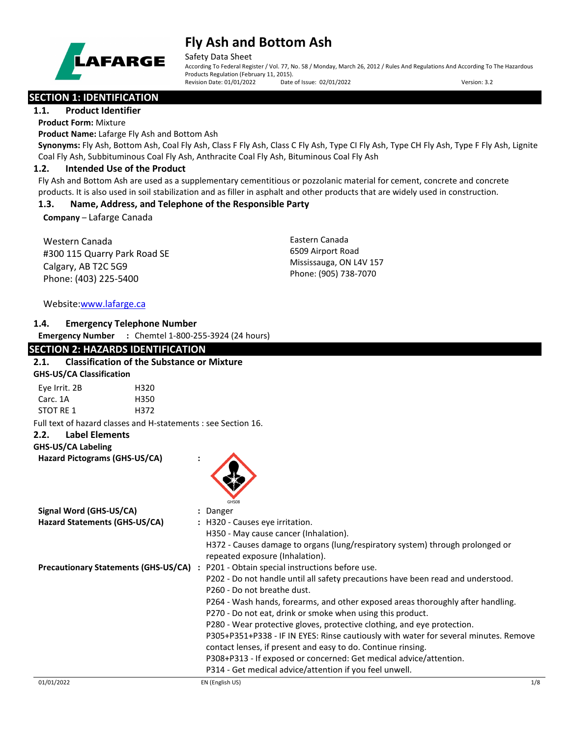# Fly Ash and Bottom Ash

Safety Data Sheet

According To Federal Register / Vol. 77, No. 58 / Monday, March 26, 2012 / Rules And Regulations And According To The Hazardous Products Regulation (February 11, 2015).

Revision Date: 01/01/2022 Date of Issue: 02/01/2022 Version: 3.2

## SECTION 1: IDENTIFICATION

### 1.1. Product Identifier

**Product Form:** Mixture

**Product Name:** Lafarge Fly Ash and Bottom Ash

**Synonyms:** Fly Ash, Bottom Ash, Coal Fly Ash, Class F Fly Ash, Class C Fly Ash, Type CI Fly Ash, Type CH Fly Ash, Type F Fly Ash, Lignite Coal Fly Ash, Subbituminous Coal Fly Ash, Anthracite Coal Fly Ash, Bituminous Coal Fly Ash

### 1.2. Intended Use of the Product

Fly Ash and Bottom Ash are used as a supplementary cementitious or pozzolanic material for cement, concrete and concrete products. It is also used in soil stabilization and as filler in asphalt and other products that are widely used in construction.

### 1.3. Name, Address, and Telephone of the Responsible Party

**Company** – Lafarge Canada

Western Canada
#300 115 Quarry Park Road SE
Calgary, AB T2C 5G9
Phone: (403) 225-5400

Eastern Canada
6509 Airport Road
Mississauga, ON L4V 157
Phone: (905) 738-7070

Website: www.lafarge.ca

### 1.4. Emergency Telephone Number

**Emergency Number :** Chemtel 1-800-255-3924 (24 hours)

## SECTION 2: HAZARDS IDENTIFICATION

### 2.1. Classification of the Substance or Mixture

**GHS-US/CA Classification**

| | |
|---|---|
| Eye Irrit. 2B | H320 |
| Carc. 1A | H350 |
| STOT RE 1 | H372 |

Full text of hazard classes and H-statements : see Section 16.

### 2.2. Label Elements

**GHS-US/CA Labeling**

**Hazard Pictograms (GHS-US/CA) :**

GHS08

**Signal Word (GHS-US/CA) :** Danger

**Hazard Statements (GHS-US/CA) :**
H320 - Causes eye irritation.
H350 - May cause cancer (Inhalation).
H372 - Causes damage to organs (lung/respiratory system) through prolonged or repeated exposure (Inhalation).

**Precautionary Statements (GHS-US/CA) :**
P201 - Obtain special instructions before use.
P202 - Do not handle until all safety precautions have been read and understood.
P260 - Do not breathe dust.
P264 - Wash hands, forearms, and other exposed areas thoroughly after handling.
P270 - Do not eat, drink or smoke when using this product.
P280 - Wear protective gloves, protective clothing, and eye protection.
P305+P351+P338 - IF IN EYES: Rinse cautiously with water for several minutes. Remove contact lenses, if present and easy to do. Continue rinsing.
P308+P313 - If exposed or concerned: Get medical advice/attention.
P314 - Get medical advice/attention if you feel unwell.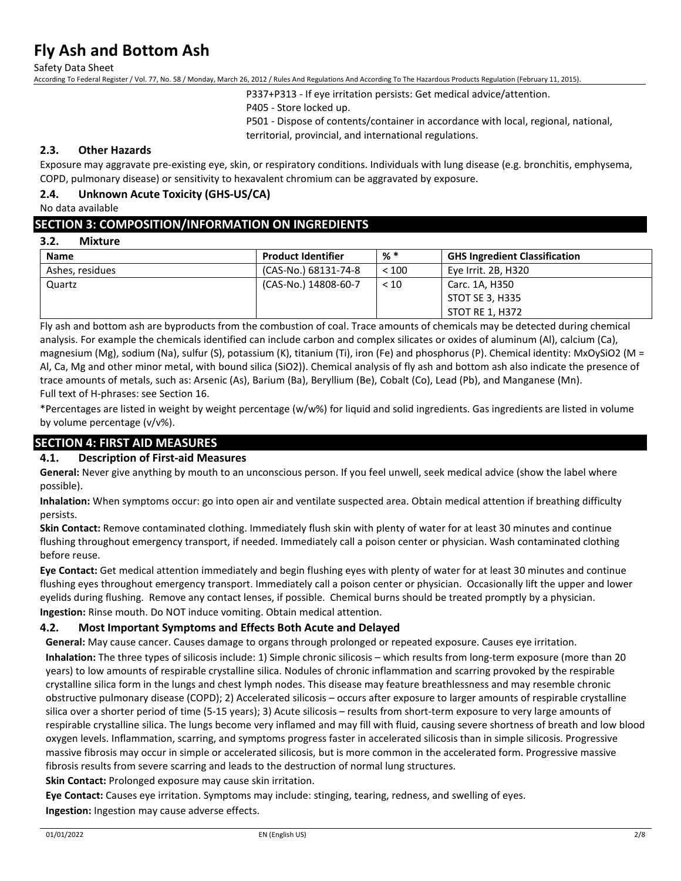P337+P313 - If eye irritation persists: Get medical advice/attention.
P405 - Store locked up.
P501 - Dispose of contents/container in accordance with local, regional, national, territorial, provincial, and international regulations.

### 2.3. Other Hazards

Exposure may aggravate pre-existing eye, skin, or respiratory conditions. Individuals with lung disease (e.g. bronchitis, emphysema, COPD, pulmonary disease) or sensitivity to hexavalent chromium can be aggravated by exposure.

### 2.4. Unknown Acute Toxicity (GHS-US/CA)

No data available

## SECTION 3: COMPOSITION/INFORMATION ON INGREDIENTS

### 3.2. Mixture

| Name | Product Identifier | % * | GHS Ingredient Classification |
|---|---|---|---|
| Ashes, residues | (CAS-No.) 68131-74-8 | < 100 | Eye Irrit. 2B, H320 |
| Quartz | (CAS-No.) 14808-60-7 | < 10 | Carc. 1A, H350<br>STOT SE 3, H335<br>STOT RE 1, H372 |

Fly ash and bottom ash are byproducts from the combustion of coal. Trace amounts of chemicals may be detected during chemical analysis. For example the chemicals identified can include carbon and complex silicates or oxides of aluminum (Al), calcium (Ca), magnesium (Mg), sodium (Na), sulfur (S), potassium (K), titanium (Ti), iron (Fe) and phosphorus (P). Chemical identity: $M_xO_ySiO_2$ (M = Al, Ca, Mg and other minor metal, with bound silica ($SiO_2$)). Chemical analysis of fly ash and bottom ash also indicate the presence of trace amounts of metals, such as: Arsenic (As), Barium (Ba), Beryllium (Be), Cobalt (Co), Lead (Pb), and Manganese (Mn).
Full text of H-phrases: see Section 16.

*Percentages are listed in weight by weight percentage (w/w%) for liquid and solid ingredients. Gas ingredients are listed in volume by volume percentage (v/v%).

## SECTION 4: FIRST AID MEASURES

### 4.1. Description of First-aid Measures

**General:** Never give anything by mouth to an unconscious person. If you feel unwell, seek medical advice (show the label where possible).

**Inhalation:** When symptoms occur: go into open air and ventilate suspected area. Obtain medical attention if breathing difficulty persists.

**Skin Contact:** Remove contaminated clothing. Immediately flush skin with plenty of water for at least 30 minutes and continue flushing throughout emergency transport, if needed. Immediately call a poison center or physician. Wash contaminated clothing before reuse.

**Eye Contact:** Get medical attention immediately and begin flushing eyes with plenty of water for at least 30 minutes and continue flushing eyes throughout emergency transport. Immediately call a poison center or physician. Occasionally lift the upper and lower eyelids during flushing. Remove any contact lenses, if possible. Chemical burns should be treated promptly by a physician.

**Ingestion:** Rinse mouth. Do NOT induce vomiting. Obtain medical attention.

### 4.2. Most Important Symptoms and Effects Both Acute and Delayed

**General:** May cause cancer. Causes damage to organs through prolonged or repeated exposure. Causes eye irritation.

**Inhalation:** The three types of silicosis include: 1) Simple chronic silicosis – which results from long-term exposure (more than 20 years) to low amounts of respirable crystalline silica. Nodules of chronic inflammation and scarring provoked by the respirable crystalline silica form in the lungs and chest lymph nodes. This disease may feature breathlessness and may resemble chronic obstructive pulmonary disease (COPD); 2) Accelerated silicosis – occurs after exposure to larger amounts of respirable crystalline silica over a shorter period of time (5-15 years); 3) Acute silicosis – results from short-term exposure to very large amounts of respirable crystalline silica. The lungs become very inflamed and may fill with fluid, causing severe shortness of breath and low blood oxygen levels. Inflammation, scarring, and symptoms progress faster in accelerated silicosis than in simple silicosis. Progressive massive fibrosis may occur in simple or accelerated silicosis, but is more common in the accelerated form. Progressive massive fibrosis results from severe scarring and leads to the destruction of normal lung structures.

**Skin Contact:** Prolonged exposure may cause skin irritation.

**Eye Contact:** Causes eye irritation. Symptoms may include: stinging, tearing, redness, and swelling of eyes.

**Ingestion:** Ingestion may cause adverse effects.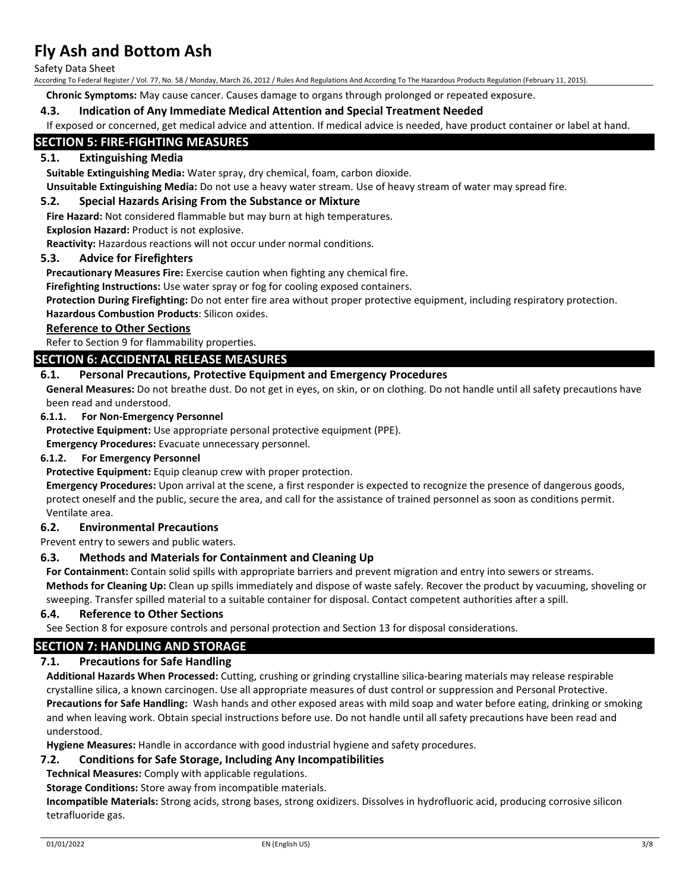**Chronic Symptoms:** May cause cancer. Causes damage to organs through prolonged or repeated exposure.

### 4.3. Indication of Any Immediate Medical Attention and Special Treatment Needed

If exposed or concerned, get medical advice and attention. If medical advice is needed, have product container or label at hand.

## SECTION 5: FIRE-FIGHTING MEASURES

### 5.1. Extinguishing Media

**Suitable Extinguishing Media:** Water spray, dry chemical, foam, carbon dioxide.

**Unsuitable Extinguishing Media:** Do not use a heavy water stream. Use of heavy stream of water may spread fire.

### 5.2. Special Hazards Arising From the Substance or Mixture

**Fire Hazard:** Not considered flammable but may burn at high temperatures.

**Explosion Hazard:** Product is not explosive.

**Reactivity:** Hazardous reactions will not occur under normal conditions.

### 5.3. Advice for Firefighters

**Precautionary Measures Fire:** Exercise caution when fighting any chemical fire.

**Firefighting Instructions:** Use water spray or fog for cooling exposed containers.

**Protection During Firefighting:** Do not enter fire area without proper protective equipment, including respiratory protection.

**Hazardous Combustion Products**: Silicon oxides.

**Reference to Other Sections**

Refer to Section 9 for flammability properties.

## SECTION 6: ACCIDENTAL RELEASE MEASURES

### 6.1. Personal Precautions, Protective Equipment and Emergency Procedures

**General Measures:** Do not breathe dust. Do not get in eyes, on skin, or on clothing. Do not handle until all safety precautions have been read and understood.

#### 6.1.1. For Non-Emergency Personnel

**Protective Equipment:** Use appropriate personal protective equipment (PPE).

**Emergency Procedures:** Evacuate unnecessary personnel.

#### 6.1.2. For Emergency Personnel

**Protective Equipment:** Equip cleanup crew with proper protection.

**Emergency Procedures:** Upon arrival at the scene, a first responder is expected to recognize the presence of dangerous goods, protect oneself and the public, secure the area, and call for the assistance of trained personnel as soon as conditions permit. Ventilate area.

### 6.2. Environmental Precautions

Prevent entry to sewers and public waters.

### 6.3. Methods and Materials for Containment and Cleaning Up

**For Containment:** Contain solid spills with appropriate barriers and prevent migration and entry into sewers or streams.

**Methods for Cleaning Up:** Clean up spills immediately and dispose of waste safely. Recover the product by vacuuming, shoveling or sweeping. Transfer spilled material to a suitable container for disposal. Contact competent authorities after a spill.

### 6.4. Reference to Other Sections

See Section 8 for exposure controls and personal protection and Section 13 for disposal considerations.

## SECTION 7: HANDLING AND STORAGE

### 7.1. Precautions for Safe Handling

**Additional Hazards When Processed:** Cutting, crushing or grinding crystalline silica-bearing materials may release respirable crystalline silica, a known carcinogen. Use all appropriate measures of dust control or suppression and Personal Protective.

**Precautions for Safe Handling:** Wash hands and other exposed areas with mild soap and water before eating, drinking or smoking and when leaving work. Obtain special instructions before use. Do not handle until all safety precautions have been read and understood.

**Hygiene Measures:** Handle in accordance with good industrial hygiene and safety procedures.

### 7.2. Conditions for Safe Storage, Including Any Incompatibilities

**Technical Measures:** Comply with applicable regulations.

**Storage Conditions:** Store away from incompatible materials.

**Incompatible Materials:** Strong acids, strong bases, strong oxidizers. Dissolves in hydrofluoric acid, producing corrosive silicon tetrafluoride gas.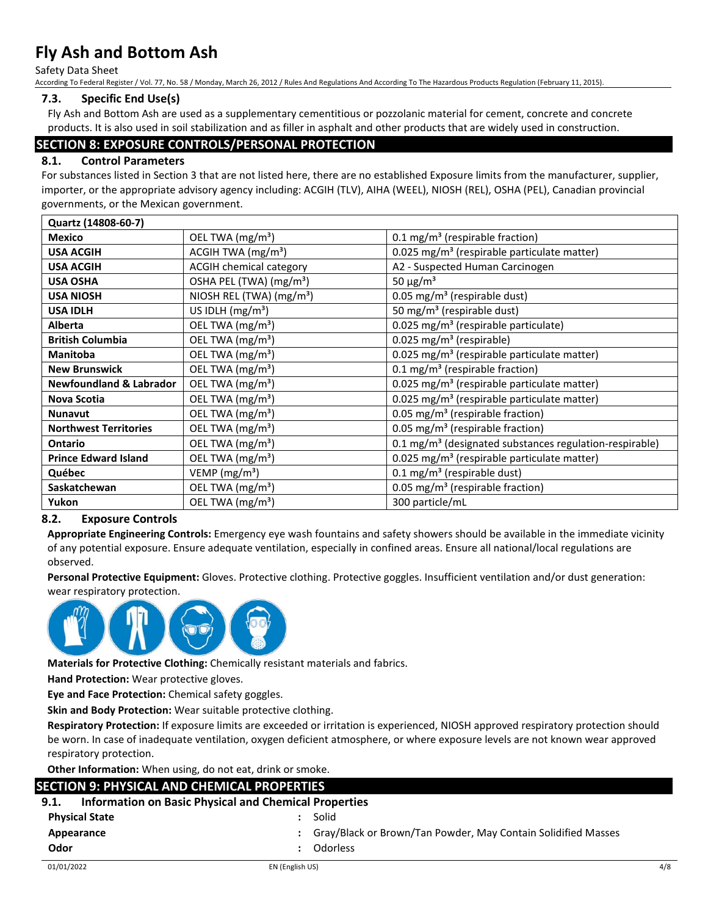### 7.3. Specific End Use(s)

Fly Ash and Bottom Ash are used as a supplementary cementitious or pozzolanic material for cement, concrete and concrete products. It is also used in soil stabilization and as filler in asphalt and other products that are widely used in construction.

## SECTION 8: EXPOSURE CONTROLS/PERSONAL PROTECTION

### 8.1. Control Parameters

For substances listed in Section 3 that are not listed here, there are no established Exposure limits from the manufacturer, supplier, importer, or the appropriate advisory agency including: ACGIH (TLV), AIHA (WEEL), NIOSH (REL), OSHA (PEL), Canadian provincial governments, or the Mexican government.

| Quartz (14808-60-7) | | |
|---|---|---|
| **Mexico** | OEL TWA (mg/m³) | 0.1 mg/m³ (respirable fraction) |
| **USA ACGIH** | ACGIH TWA (mg/m³) | 0.025 mg/m³ (respirable particulate matter) |
| **USA ACGIH** | ACGIH chemical category | A2 - Suspected Human Carcinogen |
| **USA OSHA** | OSHA PEL (TWA) (mg/m³) | 50 µg/m³ |
| **USA NIOSH** | NIOSH REL (TWA) (mg/m³) | 0.05 mg/m³ (respirable dust) |
| **USA IDLH** | US IDLH (mg/m³) | 50 mg/m³ (respirable dust) |
| **Alberta** | OEL TWA (mg/m³) | 0.025 mg/m³ (respirable particulate) |
| **British Columbia** | OEL TWA (mg/m³) | 0.025 mg/m³ (respirable) |
| **Manitoba** | OEL TWA (mg/m³) | 0.025 mg/m³ (respirable particulate matter) |
| **New Brunswick** | OEL TWA (mg/m³) | 0.1 mg/m³ (respirable fraction) |
| **Newfoundland & Labrador** | OEL TWA (mg/m³) | 0.025 mg/m³ (respirable particulate matter) |
| **Nova Scotia** | OEL TWA (mg/m³) | 0.025 mg/m³ (respirable particulate matter) |
| **Nunavut** | OEL TWA (mg/m³) | 0.05 mg/m³ (respirable fraction) |
| **Northwest Territories** | OEL TWA (mg/m³) | 0.05 mg/m³ (respirable fraction) |
| **Ontario** | OEL TWA (mg/m³) | 0.1 mg/m³ (designated substances regulation-respirable) |
| **Prince Edward Island** | OEL TWA (mg/m³) | 0.025 mg/m³ (respirable particulate matter) |
| **Québec** | VEMP (mg/m³) | 0.1 mg/m³ (respirable dust) |
| **Saskatchewan** | OEL TWA (mg/m³) | 0.05 mg/m³ (respirable fraction) |
| **Yukon** | OEL TWA (mg/m³) | 300 particle/mL |

### 8.2. Exposure Controls

**Appropriate Engineering Controls:** Emergency eye wash fountains and safety showers should be available in the immediate vicinity of any potential exposure. Ensure adequate ventilation, especially in confined areas. Ensure all national/local regulations are observed.

**Personal Protective Equipment:** Gloves. Protective clothing. Protective goggles. Insufficient ventilation and/or dust generation: wear respiratory protection.

**Materials for Protective Clothing:** Chemically resistant materials and fabrics.

**Hand Protection:** Wear protective gloves.

**Eye and Face Protection:** Chemical safety goggles.

**Skin and Body Protection:** Wear suitable protective clothing.

**Respiratory Protection:** If exposure limits are exceeded or irritation is experienced, NIOSH approved respiratory protection should be worn. In case of inadequate ventilation, oxygen deficient atmosphere, or where exposure levels are not known wear approved respiratory protection.

**Other Information:** When using, do not eat, drink or smoke.

## SECTION 9: PHYSICAL AND CHEMICAL PROPERTIES

### 9.1. Information on Basic Physical and Chemical Properties

**Physical State** : Solid

**Appearance** : Gray/Black or Brown/Tan Powder, May Contain Solidified Masses

**Odor** : Odorless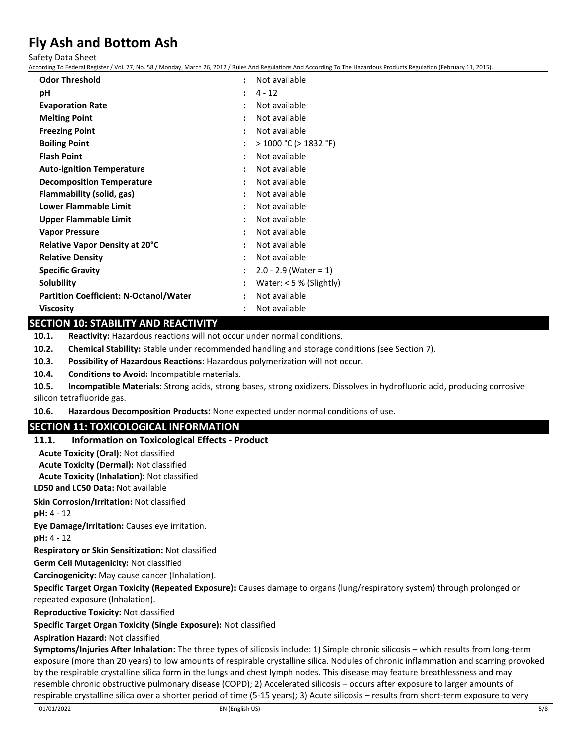| Property | | Value |
|---|---|---|
| **Odor Threshold** | : | Not available |
| **pH** | : | 4 - 12 |
| **Evaporation Rate** | : | Not available |
| **Melting Point** | : | Not available |
| **Freezing Point** | : | Not available |
| **Boiling Point** | : | > 1000 °C (> 1832 °F) |
| **Flash Point** | : | Not available |
| **Auto-ignition Temperature** | : | Not available |
| **Decomposition Temperature** | : | Not available |
| **Flammability (solid, gas)** | : | Not available |
| **Lower Flammable Limit** | : | Not available |
| **Upper Flammable Limit** | : | Not available |
| **Vapor Pressure** | : | Not available |
| **Relative Vapor Density at 20°C** | : | Not available |
| **Relative Density** | : | Not available |
| **Specific Gravity** | : | 2.0 - 2.9 (Water = 1) |
| **Solubility** | : | Water: < 5 % (Slightly) |
| **Partition Coefficient: N-Octanol/Water** | : | Not available |
| **Viscosity** | : | Not available |

## SECTION 10: STABILITY AND REACTIVITY

**10.1. Reactivity:** Hazardous reactions will not occur under normal conditions.

**10.2. Chemical Stability:** Stable under recommended handling and storage conditions (see Section 7).

**10.3. Possibility of Hazardous Reactions:** Hazardous polymerization will not occur.

**10.4. Conditions to Avoid:** Incompatible materials.

**10.5. Incompatible Materials:** Strong acids, strong bases, strong oxidizers. Dissolves in hydrofluoric acid, producing corrosive silicon tetrafluoride gas.

**10.6. Hazardous Decomposition Products:** None expected under normal conditions of use.

## SECTION 11: TOXICOLOGICAL INFORMATION

### 11.1. Information on Toxicological Effects - Product

**Acute Toxicity (Oral):** Not classified

**Acute Toxicity (Dermal):** Not classified

**Acute Toxicity (Inhalation):** Not classified

**LD50 and LC50 Data:** Not available

**Skin Corrosion/Irritation:** Not classified

**pH:** 4 - 12

**Eye Damage/Irritation:** Causes eye irritation.

**pH:** 4 - 12

**Respiratory or Skin Sensitization:** Not classified

**Germ Cell Mutagenicity:** Not classified

**Carcinogenicity:** May cause cancer (Inhalation).

**Specific Target Organ Toxicity (Repeated Exposure):** Causes damage to organs (lung/respiratory system) through prolonged or repeated exposure (Inhalation).

**Reproductive Toxicity:** Not classified

**Specific Target Organ Toxicity (Single Exposure):** Not classified

**Aspiration Hazard:** Not classified

**Symptoms/Injuries After Inhalation:** The three types of silicosis include: 1) Simple chronic silicosis – which results from long-term exposure (more than 20 years) to low amounts of respirable crystalline silica. Nodules of chronic inflammation and scarring provoked by the respirable crystalline silica form in the lungs and chest lymph nodes. This disease may feature breathlessness and may resemble chronic obstructive pulmonary disease (COPD); 2) Accelerated silicosis – occurs after exposure to larger amounts of respirable crystalline silica over a shorter period of time (5-15 years); 3) Acute silicosis – results from short-term exposure to very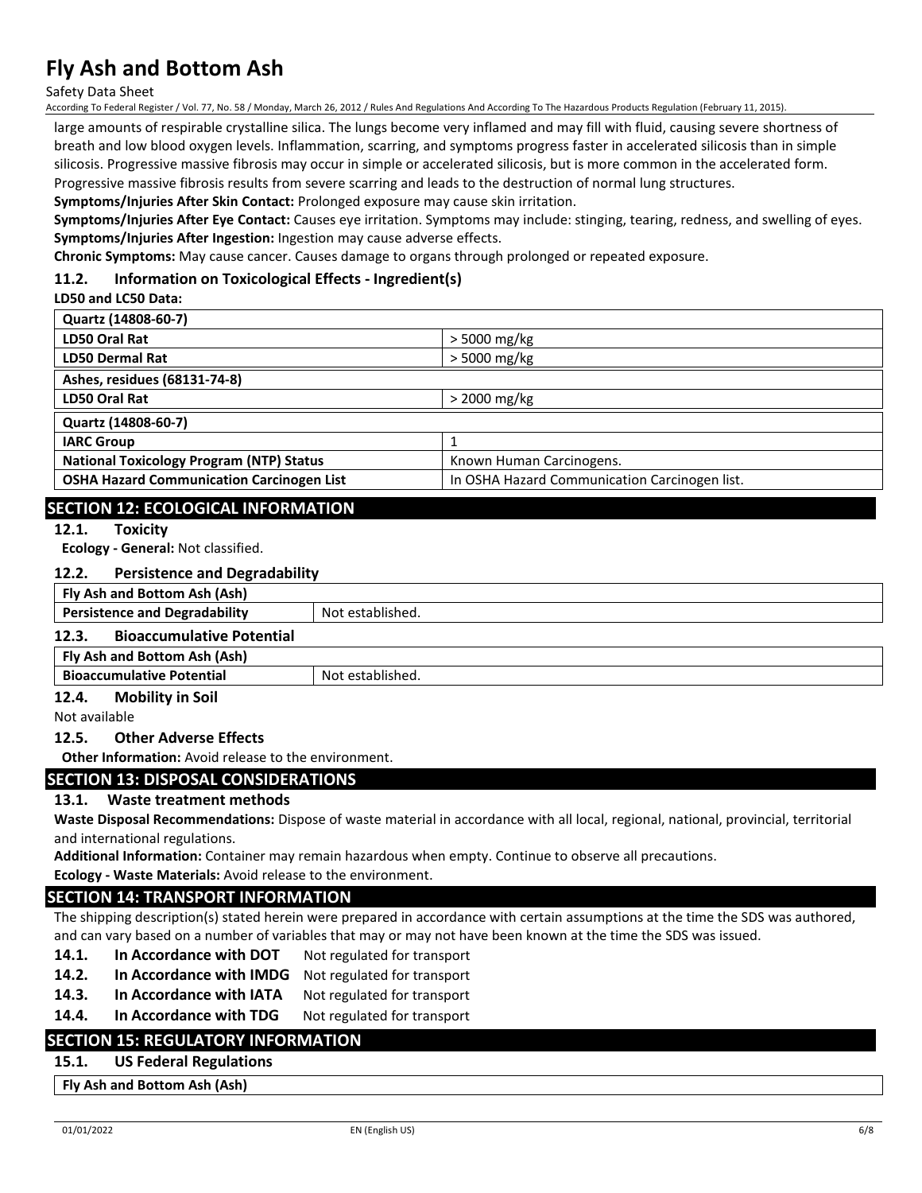large amounts of respirable crystalline silica. The lungs become very inflamed and may fill with fluid, causing severe shortness of breath and low blood oxygen levels. Inflammation, scarring, and symptoms progress faster in accelerated silicosis than in simple silicosis. Progressive massive fibrosis may occur in simple or accelerated silicosis, but is more common in the accelerated form. Progressive massive fibrosis results from severe scarring and leads to the destruction of normal lung structures.

**Symptoms/Injuries After Skin Contact:** Prolonged exposure may cause skin irritation.

**Symptoms/Injuries After Eye Contact:** Causes eye irritation. Symptoms may include: stinging, tearing, redness, and swelling of eyes.

**Symptoms/Injuries After Ingestion:** Ingestion may cause adverse effects.

**Chronic Symptoms:** May cause cancer. Causes damage to organs through prolonged or repeated exposure.

### 11.2. Information on Toxicological Effects - Ingredient(s)

**LD50 and LC50 Data:**

| Quartz (14808-60-7) | |
|---|---|
| **LD50 Oral Rat** | > 5000 mg/kg |
| **LD50 Dermal Rat** | > 5000 mg/kg |
| **Ashes, residues (68131-74-8)** | |
| **LD50 Oral Rat** | > 2000 mg/kg |
| **Quartz (14808-60-7)** | |
| **IARC Group** | 1 |
| **National Toxicology Program (NTP) Status** | Known Human Carcinogens. |
| **OSHA Hazard Communication Carcinogen List** | In OSHA Hazard Communication Carcinogen list. |

## SECTION 12: ECOLOGICAL INFORMATION

### 12.1. Toxicity

**Ecology - General:** Not classified.

### 12.2. Persistence and Degradability

| Fly Ash and Bottom Ash (Ash) | |
|---|---|
| **Persistence and Degradability** | Not established. |

### 12.3. Bioaccumulative Potential

| Fly Ash and Bottom Ash (Ash) | |
|---|---|
| **Bioaccumulative Potential** | Not established. |

### 12.4. Mobility in Soil

Not available

### 12.5. Other Adverse Effects

**Other Information:** Avoid release to the environment.

## SECTION 13: DISPOSAL CONSIDERATIONS

### 13.1. Waste treatment methods

**Waste Disposal Recommendations:** Dispose of waste material in accordance with all local, regional, national, provincial, territorial and international regulations.

**Additional Information:** Container may remain hazardous when empty. Continue to observe all precautions.

**Ecology - Waste Materials:** Avoid release to the environment.

## SECTION 14: TRANSPORT INFORMATION

The shipping description(s) stated herein were prepared in accordance with certain assumptions at the time the SDS was authored, and can vary based on a number of variables that may or may not have been known at the time the SDS was issued.

**14.1. In Accordance with DOT** Not regulated for transport

**14.2. In Accordance with IMDG** Not regulated for transport

**14.3. In Accordance with IATA** Not regulated for transport

**14.4. In Accordance with TDG** Not regulated for transport

## SECTION 15: REGULATORY INFORMATION

### 15.1. US Federal Regulations

| Fly Ash and Bottom Ash (Ash) |
|---|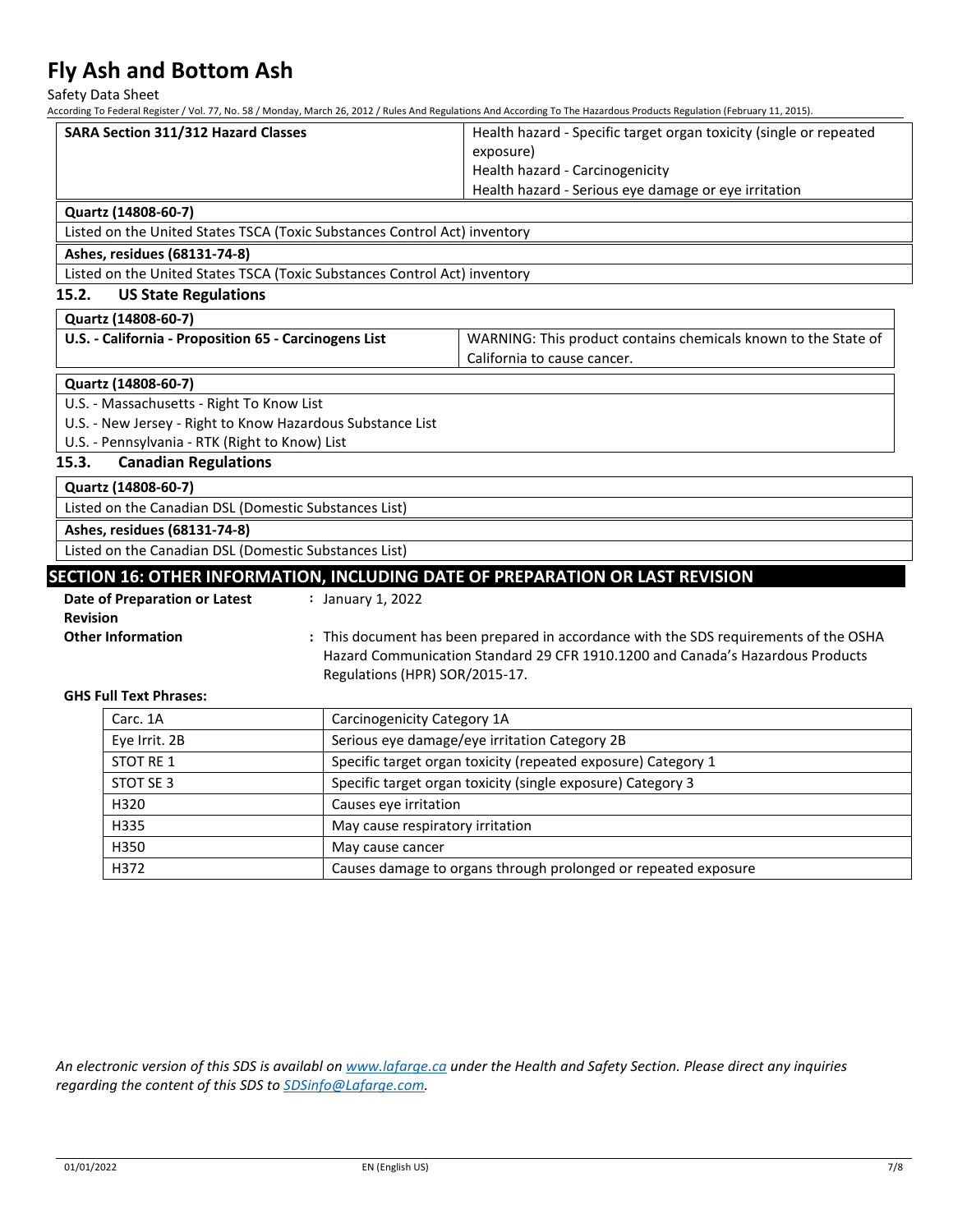| SARA Section 311/312 Hazard Classes | Health hazard - Specific target organ toxicity (single or repeated exposure)<br>Health hazard - Carcinogenicity<br>Health hazard - Serious eye damage or eye irritation |
|---|---|

**Quartz (14808-60-7)**

Listed on the United States TSCA (Toxic Substances Control Act) inventory

**Ashes, residues (68131-74-8)**

Listed on the United States TSCA (Toxic Substances Control Act) inventory

### 15.2. US State Regulations

**Quartz (14808-60-7)**

| U.S. - California - Proposition 65 - Carcinogens List | WARNING: This product contains chemicals known to the State of California to cause cancer. |
|---|---|

**Quartz (14808-60-7)**

U.S. - Massachusetts - Right To Know List
U.S. - New Jersey - Right to Know Hazardous Substance List
U.S. - Pennsylvania - RTK (Right to Know) List

### 15.3. Canadian Regulations

**Quartz (14808-60-7)**

Listed on the Canadian DSL (Domestic Substances List)

**Ashes, residues (68131-74-8)**

Listed on the Canadian DSL (Domestic Substances List)

## SECTION 16: OTHER INFORMATION, INCLUDING DATE OF PREPARATION OR LAST REVISION

**Date of Preparation or Latest Revision** : January 1, 2022

**Other Information** : This document has been prepared in accordance with the SDS requirements of the OSHA Hazard Communication Standard 29 CFR 1910.1200 and Canada's Hazardous Products Regulations (HPR) SOR/2015-17.

**GHS Full Text Phrases:**

| | |
|---|---|
| Carc. 1A | Carcinogenicity Category 1A |
| Eye Irrit. 2B | Serious eye damage/eye irritation Category 2B |
| STOT RE 1 | Specific target organ toxicity (repeated exposure) Category 1 |
| STOT SE 3 | Specific target organ toxicity (single exposure) Category 3 |
| H320 | Causes eye irritation |
| H335 | May cause respiratory irritation |
| H350 | May cause cancer |
| H372 | Causes damage to organs through prolonged or repeated exposure |

*An electronic version of this SDS is availabl on [www.lafarge.ca](www.lafarge.ca) under the Health and Safety Section. Please direct any inquiries regarding the content of this SDS to [SDSinfo@Lafarge.com](mailto:SDSinfo@Lafarge.com).*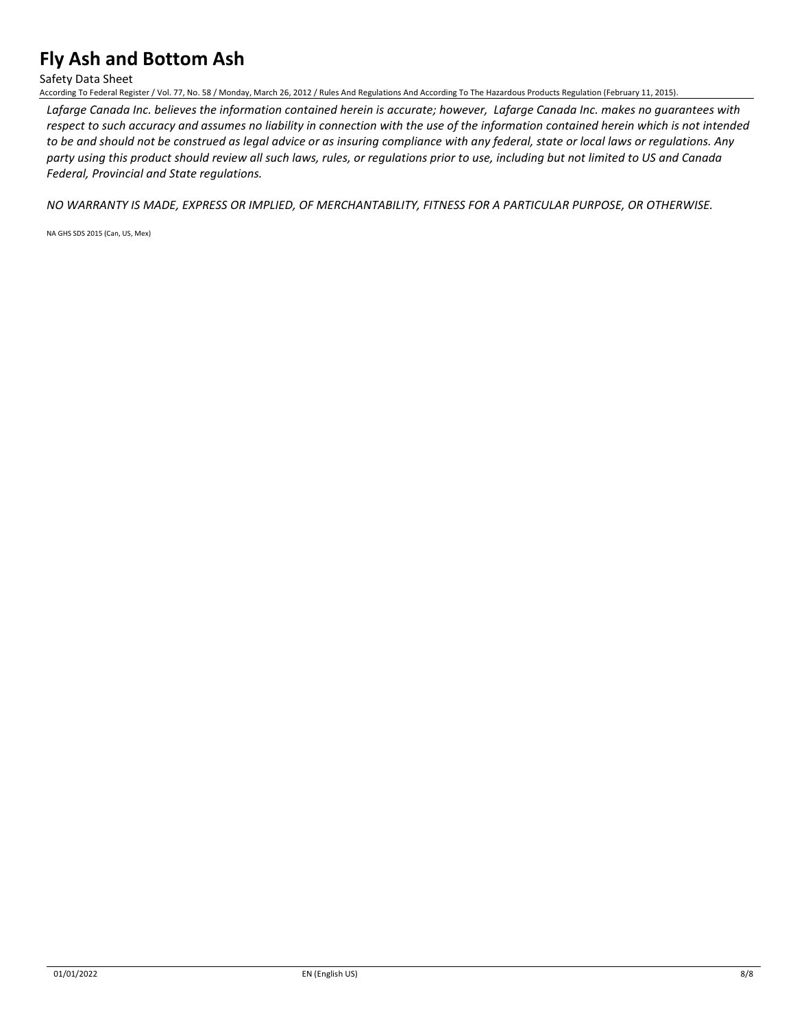*Lafarge Canada Inc. believes the information contained herein is accurate; however, Lafarge Canada Inc. makes no guarantees with respect to such accuracy and assumes no liability in connection with the use of the information contained herein which is not intended to be and should not be construed as legal advice or as insuring compliance with any federal, state or local laws or regulations. Any party using this product should review all such laws, rules, or regulations prior to use, including but not limited to US and Canada Federal, Provincial and State regulations.*

*NO WARRANTY IS MADE, EXPRESS OR IMPLIED, OF MERCHANTABILITY, FITNESS FOR A PARTICULAR PURPOSE, OR OTHERWISE.*

NA GHS SDS 2015 (Can, US, Mex)